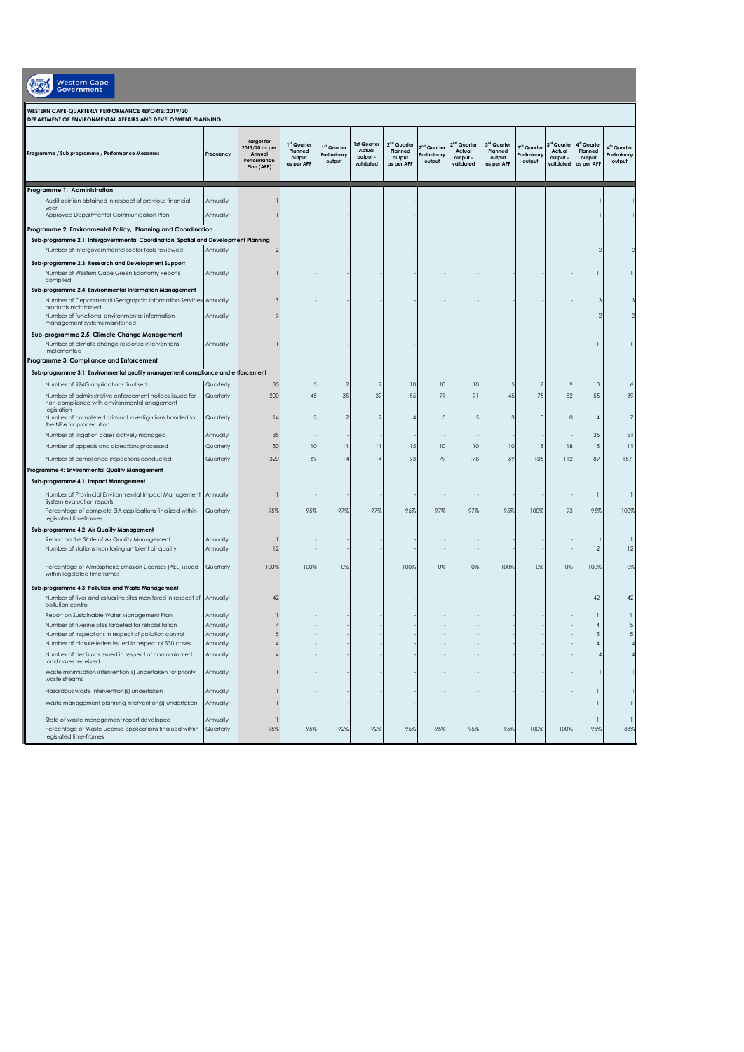**WESTERN CAPE-QUARTERLY PERFORMANCE REPORTS: 2019/20**
**DEPARTMENT OF ENVIRONMENTAL AFFAIRS AND DEVELOPMENT PLANNING**

| Programme / Sub programme / Performance Measures | Frequency | Target for 2019/20 as per Annual Performance Plan (APP) | 1st Quarter Planned output as per APP | 1st Quarter Preliminary output | 1st Quarter Actual output - validated | 2nd Quarter Planned output as per APP | 2nd Quarter Preliminary output | 2nd Quarter Actual output - validated | 3rd Quarter Planned output as per APP | 3rd Quarter Preliminary output | 3rd Quarter Actual output - validated | 4th Quarter Planned output as per APP | 4th Quarter Preliminary output |
|---|---|---|---|---|---|---|---|---|---|---|---|---|---|
| **Programme 1: Administration** | | | | | | | | | | | | | |
| Audit opinion obtained in respect of previous financial year | Annually | 1 | - | - | - | - | - | - | - | - | - | 1 | 1 |
| Approved Departmental Communication Plan | Annually | 1 | - | - | - | - | - | - | - | - | - | 1 | 1 |
| **Programme 2: Environmental Policy, Planning and Coordination** | | | | | | | | | | | | | |
| **Sub-programme 2.1: Intergovernmental Coordination, Spatial and Development Planning** | | | | | | | | | | | | | |
| Number of intergovernmental sector tools reviewed | Annually | 2 | - | - | - | - | - | - | - | - | - | 2 | 2 |
| **Sub-programme 2.3: Research and Development Support** | | | | | | | | | | | | | |
| Number of Western Cape Green Economy Reports compiled | Annually | 1 | - | - | - | - | - | - | - | - | - | 1 | 1 |
| **Sub-programme 2.4: Environmental Information Management** | | | | | | | | | | | | | |
| Number of Departmental Geographic Information Services products maintained | Annually | 3 | - | - | - | - | - | - | - | - | - | 3 | 3 |
| Number of functional environmental information management systems maintained | Annually | 2 | - | - | - | - | - | - | - | - | - | 2 | 2 |
| **Sub-programme 2.5: Climate Change Management** | | | | | | | | | | | | | |
| Number of climate change response interventions implemented | Annually | 1 | - | - | - | - | - | - | - | - | - | 1 | 1 |
| **Programme 3: Compliance and Enforcement** | | | | | | | | | | | | | |
| **Sub-programme 3.1: Environmental quality management compliance and enforcement** | | | | | | | | | | | | | |
| Number of S24G applications finalised | Quarterly | 30 | 5 | 2 | 2 | 10 | 10 | 10 | 5 | 7 | 9 | 10 | 6 |
| Number of administrative enforcement notices issued for non-compliance with environmental anagement legislation | Quarterly | 200 | 45 | 35 | 39 | 55 | 91 | 91 | 45 | 75 | 82 | 55 | 39 |
| Number of completed criminal investigations handed to the NPA for procecution | Quarterly | 14 | 3 | 2 | 2 | 4 | 5 | 5 | 3 | 0 | 0 | 4 | 7 |
| Number of litigation cases actively managed | Annually | 35 | - | - | - | - | - | - | - | - | - | 35 | 51 |
| Number of appeals and objections processed | Quarterly | 50 | 10 | 11 | 11 | 15 | 10 | 10 | 10 | 18 | 18 | 15 | 11 |
| Number of compliance inspections conducted | Quarterly | 320 | 69 | 114 | 114 | 93 | 179 | 178 | 69 | 105 | 112 | 89 | 157 |
| **Programme 4: Environmental Quality Management** | | | | | | | | | | | | | |
| **Sub-programme 4.1: Impact Management** | | | | | | | | | | | | | |
| Number of Provincial Environmental Impact Management System evaluation reports | Annually | 1 | - | - | - | - | - | - | - | - | - | 1 | 1 |
| Percentage of complete EIA applications finalized within legislated timeframes | Quarterly | 95% | 95% | 97% | 97% | 95% | 97% | 97% | 95% | 100% | 93 | 95% | 100% |
| **Sub-programme 4.2: Air Quality Management** | | | | | | | | | | | | | |
| Report on the State of Air Quality Management | Annually | 1 | - | - | - | - | - | - | - | - | - | 1 | 1 |
| Number of stations monitoring ambient air quality | Annually | 12 | - | - | - | - | - | - | - | - | - | 12 | 12 |
| Percentage of Atmospheric Emission Licenses (AEL) issued within legislated timeframes | Quarterly | 100% | 100% | 0% | - | 100% | 0% | 0% | 100% | 0% | 0% | 100% | 0% |
| **Sub-programme 4.3: Pollution and Waste Management** | | | | | | | | | | | | | |
| Number of river and estuarine sites monitored in respect of pollution control | Annually | 42 | - | - | - | - | - | - | - | - | - | 42 | 42 |
| Report on Sustainable Water Management Plan | Annually | 1 | - | - | - | - | - | - | - | - | - | 1 | 1 |
| Number of riverine sites targeted for rehabilitation | Annually | 4 | - | - | - | - | - | - | - | - | - | 4 | 5 |
| Number of inspections in respect of pollution control | Annually | 5 | - | - | - | - | - | - | - | - | - | 5 | 5 |
| Number of closure letters issued in respect of S30 cases | Annually | 4 | - | - | - | - | - | - | - | - | - | 4 | 4 |
| Number of decisions issued in respect of contaminated land cases received | Annually | 4 | - | - | - | - | - | - | - | - | - | 4 | 4 |
| Waste minimisation intervention(s) undertaken for priority waste streams | Annually | 1 | - | - | - | - | - | - | - | - | - | 1 | 1 |
| Hazardous waste intervention(s) undertaken | Annually | 1 | - | - | - | - | - | - | - | - | - | 1 | 1 |
| Waste management planning intervention(s) undertaken | Annually | 1 | - | - | - | - | - | - | - | - | - | 1 | 1 |
| State of waste management report developed | Annually | 1 | - | - | - | - | - | - | - | - | - | 1 | 1 |
| Percentage of Waste License applications finalised within legislated time-frames | Quarterly | 95% | 95% | 92% | 92% | 95% | 95% | 95% | 95% | 100% | 100% | 95% | 83% |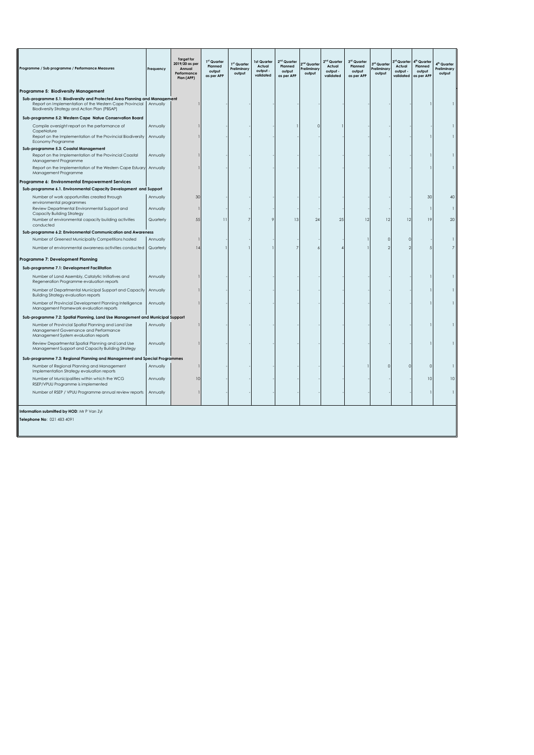| Programme / Sub programme / Performance Measures | Frequency | Target for 2019/20 as per Annual Performance Plan (APP) | 1st Quarter Planned output as per APP | 1st Quarter Preliminary output | 1st Quarter Actual output - validated | 2nd Quarter Planned output as per APP | 2nd Quarter Preliminary output | 2nd Quarter Actual output - validated | 3rd Quarter Planned output as per APP | 3rd Quarter Preliminary output | 3rd Quarter Actual output - validated | 4th Quarter Planned output as per APP | 4th Quarter Preliminary output |
|---|---|---|---|---|---|---|---|---|---|---|---|---|---|
| **Programme 5: Biodiversity Management** | | | | | | | | | | | | | |
| **Sub-programme 5.1: Biodiversity and Protected Area Planning and Management** | | | | | | | | | | | | | |
| Report on Implementation of the Western Cape Provincial Biodiversity Strategy and Action Plan (PBSAP) | Annually | 1 | - | - | - | - | - | - | - | - | - | 1 | 1 |
| **Sub-programme 5.2: Western Cape Natue Conservation Board** | | | | | | | | | | | | | |
| Compile oversight report on the performance of CapeNature | Annually | 1 | - | - | - | 1 | 0 | 1 | - | - | - | - | 1 |
| Report on the Implementation of the Provincial Biodiversity Economy Programme | Annually | 1 | - | - | - | - | - | - | - | - | - | 1 | 1 |
| **Sub-programme 5.3: Coastal Management** | | | | | | | | | | | | | |
| Report on the Implementation of the Provincial Coastal Management Programme | Annually | 1 | - | - | - | - | - | - | - | - | - | 1 | 1 |
| Report on the Implementation of the Western Cape Estuary Management Programme | Annually | 1 | - | - | - | - | - | - | - | - | - | 1 | 1 |
| **Programme 6: Environmental Empowerment Services** | | | | | | | | | | | | | |
| **Sub-programme 6.1. Environmental Capacity Development and Support** | | | | | | | | | | | | | |
| Number of work opportunities created through environmental programmes | Annually | 30 | - | - | - | - | - | - | - | - | - | 30 | 40 |
| Review Departmental Environmental Support and Capacity Building Strategy | Annually | 1 | - | - | - | - | - | - | - | - | - | 1 | 1 |
| Number of environmental capacity building activities conducted | Quarterly | 55 | 11 | 7 | 9 | 13 | 24 | 25 | 12 | 12 | 12 | 19 | 20 |
| **Sub-programme 6.2: Environmental Communication and Awareness** | | | | | | | | | | | | | |
| Number of Greenest Municipality Competitions hosted | Annually | 1 | - | - | - | - | - | - | 1 | 0 | 0 | - | 1 |
| Number of environmental awareness activities conducted | Quarterly | 14 | 1 | 1 | 1 | 7 | 6 | 4 | 1 | 2 | 2 | 5 | 7 |
| **Programme 7: Development Planning** | | | | | | | | | | | | | |
| **Sub-programme 7.1: Development Facilitation** | | | | | | | | | | | | | |
| Number of Land Assembly, Catalytic Initiatives and Regeneration Programme evaluation reports | Annually | 1 | - | - | - | - | - | - | - | - | - | 1 | 1 |
| Number of Departmental Municipal Support and Capacity Building Strategy evaluation reports | Annually | 1 | - | - | - | - | - | - | - | - | - | 1 | 1 |
| Number of Provincial Development Planning Intelligence Management Framework evaluation reports | Annually | 1 | - | - | - | - | - | - | - | - | - | 1 | 1 |
| **Sub-programme 7.2: Spatial Planning, Land Use Management and Municipal Support** | | | | | | | | | | | | | |
| Number of Provincial Spatial Planning and Land Use Management Governance and Performance Management System evaluation reports | Annually | 1 | - | - | - | - | - | - | - | - | - | 1 | 1 |
| Review Departmental Spatial Planning and Land Use Management Support and Capacity Building Strategy | Annually | 1 | - | - | - | - | - | - | - | - | - | 1 | 1 |
| **Sub-programme 7.3: Regional Planning and Management and Special Programmes** | | | | | | | | | | | | | |
| Number of Regional Planning and Management Implementation Strategy evaluation reports | Annually | 1 | - | - | - | - | - | - | 1 | 0 | 0 | 0 | 1 |
| Number of Municipalities within which the WCG RSEP/VPUU Programme is implemented | Annually | 10 | - | - | - | - | - | - | - | - | - | 10 | 10 |
| Number of RSEP / VPUU Programme annual review reports | Annually | 1 | - | - | - | - | - | - | - | - | - | 1 | 1 |

**Information submitted by HOD**: Mr P Van Zyl

**Telephone No**: 021 483 4091